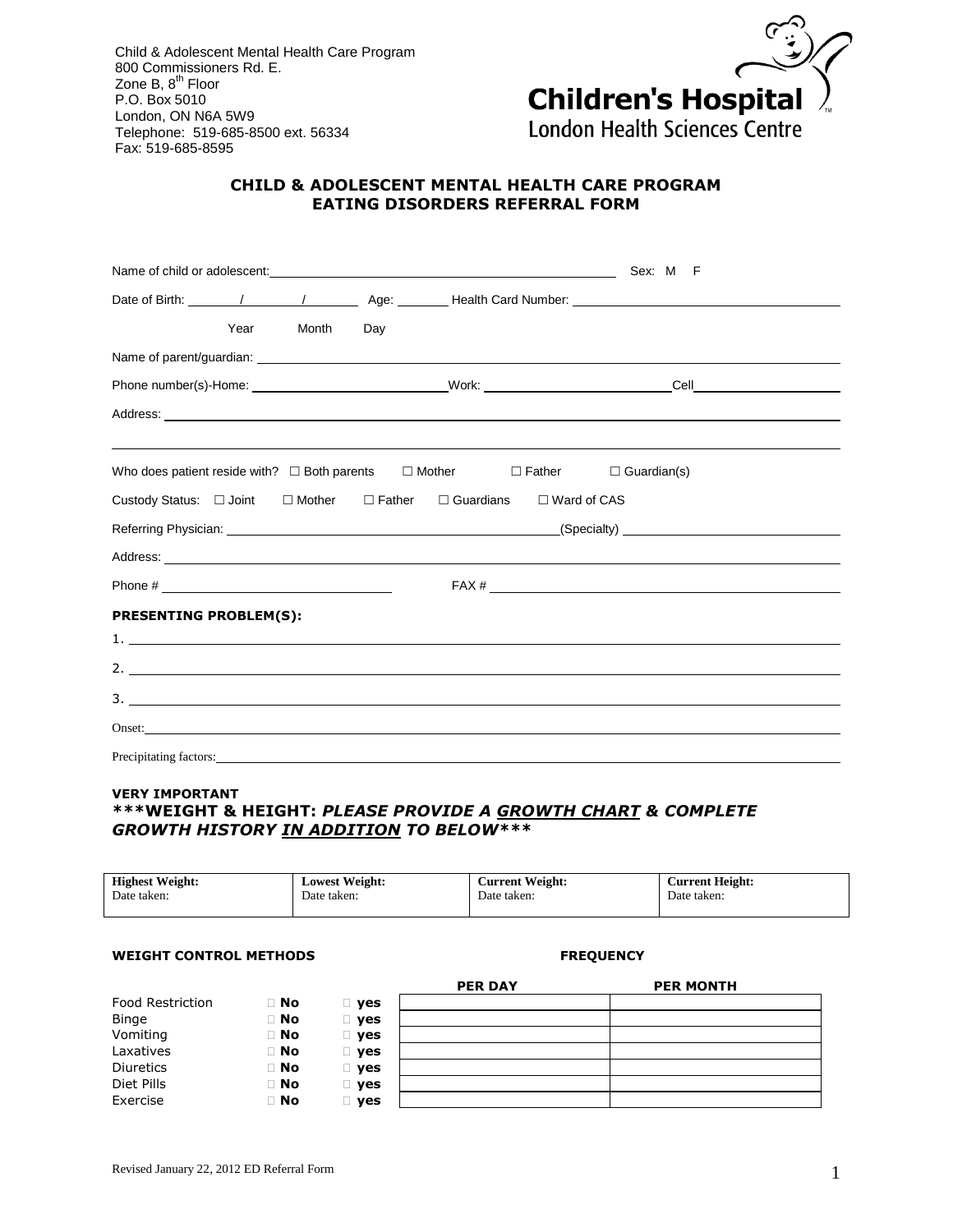Child & Adolescent Mental Health Care Program
800 Commissioners Rd. E.
Zone B, 8th Floor
P.O. Box 5010
London, ON N6A 5W9
Telephone: 519-685-8500 ext. 56334
Fax: 519-685-8595

**Children's Hospital**
London Health Sciences Centre

## CHILD & ADOLESCENT MENTAL HEALTH CARE PROGRAM
## EATING DISORDERS REFERRAL FORM

Name of child or adolescent: ______________________ Sex: M F

Date of Birth: ______ / ______ / ______ Age: ______ Health Card Number: ______________________
Year Month Day

Name of parent/guardian: ______________________

Phone number(s)-Home: ______________ Work: ______________ Cell ______________

Address: ______________________

Who does patient reside with? ☐ Both parents ☐ Mother ☐ Father ☐ Guardian(s)

Custody Status: ☐ Joint ☐ Mother ☐ Father ☐ Guardians ☐ Ward of CAS

Referring Physician: ______________________ (Specialty) ______________

Address: ______________________

Phone # ______________ FAX # ______________

**PRESENTING PROBLEM(S):**

1. ______________________
2. ______________________
3. ______________________

Onset: ______________________

Precipitating factors: ______________________

**VERY IMPORTANT**
***\*\*\*WEIGHT & HEIGHT: PLEASE PROVIDE A <u>GROWTH CHART</u> & COMPLETE GROWTH HISTORY <u>IN ADDITION</u> TO BELOW\*\*\****

| **Highest Weight:** Date taken: | **Lowest Weight:** Date taken: | **Current Weight:** Date taken: | **Current Height:** Date taken: |
|---|---|---|---|

**WEIGHT CONTROL METHODS** **FREQUENCY**

| | | | PER DAY | PER MONTH |
|---|---|---|---|---|
| Food Restriction | ☐ **No** | ☐ **yes** | | |
| Binge | ☐ **No** | ☐ **yes** | | |
| Vomiting | ☐ **No** | ☐ **yes** | | |
| Laxatives | ☐ **No** | ☐ **yes** | | |
| Diuretics | ☐ **No** | ☐ **yes** | | |
| Diet Pills | ☐ **No** | ☐ **yes** | | |
| Exercise | ☐ **No** | ☐ **yes** | | |

Revised January 22, 2012 ED Referral Form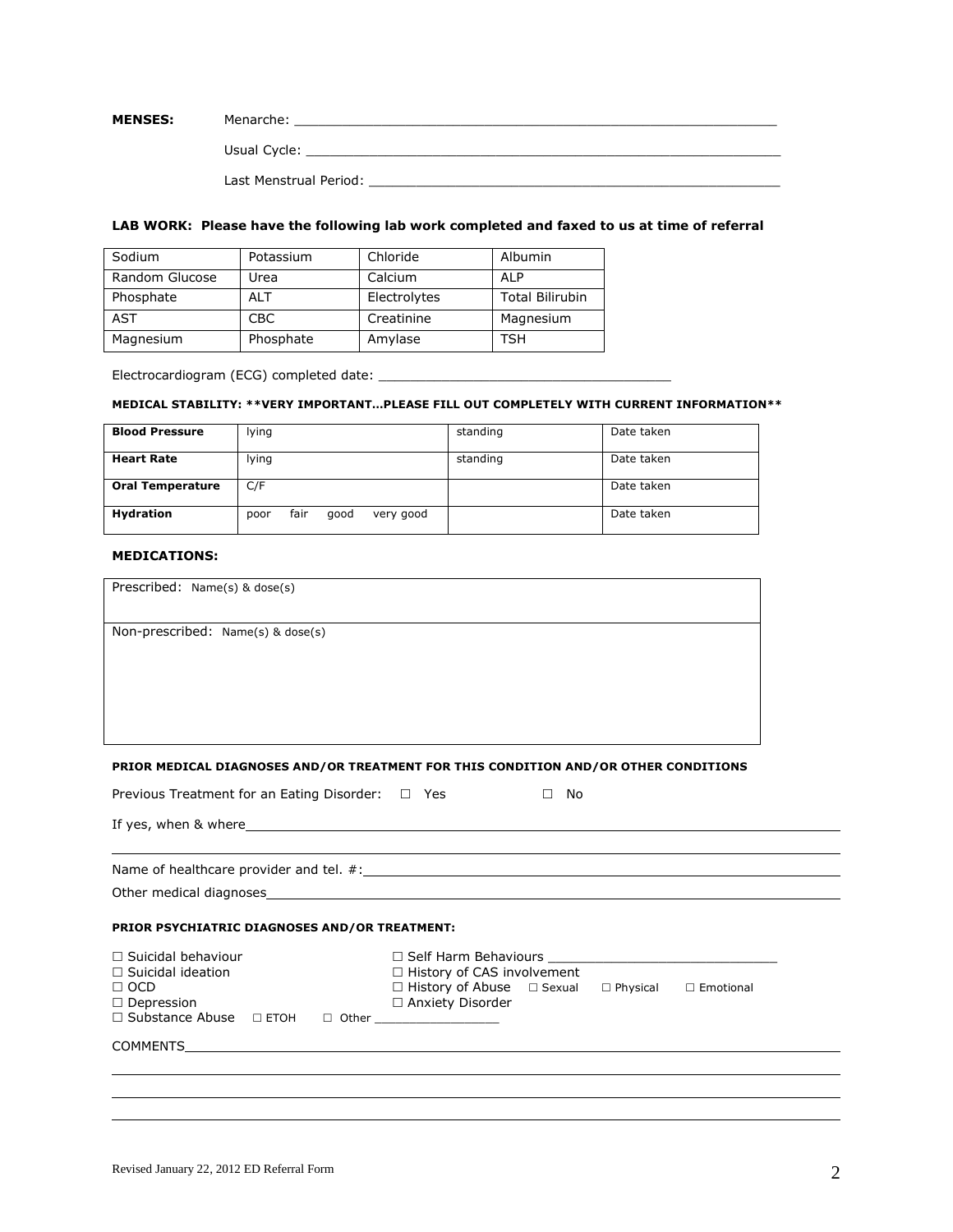**MENSES:** Menarche: \_\_\_\_\_\_\_\_\_\_\_\_\_\_\_\_\_\_\_\_\_\_\_\_\_\_\_\_\_\_\_\_\_\_\_\_\_\_\_\_\_\_\_\_\_\_\_\_\_\_\_\_\_\_\_\_\_\_\_\_

Usual Cycle: \_\_\_\_\_\_\_\_\_\_\_\_\_\_\_\_\_\_\_\_\_\_\_\_\_\_\_\_\_\_\_\_\_\_\_\_\_\_\_\_\_\_\_\_\_\_\_\_\_\_\_\_\_\_\_\_\_\_\_\_

Last Menstrual Period: \_\_\_\_\_\_\_\_\_\_\_\_\_\_\_\_\_\_\_\_\_\_\_\_\_\_\_\_\_\_\_\_\_\_\_\_\_\_\_\_\_\_\_\_\_\_\_\_\_\_\_\_

**LAB WORK: Please have the following lab work completed and faxed to us at time of referral**

| | | | |
|---|---|---|---|
| Sodium | Potassium | Chloride | Albumin |
| Random Glucose | Urea | Calcium | ALP |
| Phosphate | ALT | Electrolytes | Total Bilirubin |
| AST | CBC | Creatinine | Magnesium |
| Magnesium | Phosphate | Amylase | TSH |

Electrocardiogram (ECG) completed date: \_\_\_\_\_\_\_\_\_\_\_\_\_\_\_\_\_\_\_\_\_\_\_\_\_\_\_\_\_\_\_\_\_\_\_\_\_\_

**MEDICAL STABILITY: **VERY IMPORTANT…PLEASE FILL OUT COMPLETELY WITH CURRENT INFORMATION****

| | | | |
|---|---|---|---|
| **Blood Pressure** | lying | standing | Date taken |
| **Heart Rate** | lying | standing | Date taken |
| **Oral Temperature** | C/F | | Date taken |
| **Hydration** | poor fair good very good | | Date taken |

**MEDICATIONS:**

Prescribed: Name(s) & dose(s)

Non-prescribed: Name(s) & dose(s)

**PRIOR MEDICAL DIAGNOSES AND/OR TREATMENT FOR THIS CONDITION AND/OR OTHER CONDITIONS**

Previous Treatment for an Eating Disorder: ☐ Yes ☐ No

If yes, when & where\_\_\_\_\_\_\_\_\_\_\_\_\_\_\_\_\_\_\_\_\_\_\_\_\_\_\_\_\_\_\_\_\_\_\_\_\_\_\_\_\_\_\_\_\_\_\_\_\_\_\_\_\_\_\_\_\_\_\_\_\_\_\_\_\_\_

Name of healthcare provider and tel. #:\_\_\_\_\_\_\_\_\_\_\_\_\_\_\_\_\_\_\_\_\_\_\_\_\_\_\_\_\_\_\_\_\_\_\_\_\_\_\_\_\_\_\_\_\_\_\_\_\_\_

Other medical diagnoses\_\_\_\_\_\_\_\_\_\_\_\_\_\_\_\_\_\_\_\_\_\_\_\_\_\_\_\_\_\_\_\_\_\_\_\_\_\_\_\_\_\_\_\_\_\_\_\_\_\_\_\_\_\_\_\_\_\_\_\_\_\_\_

**PRIOR PSYCHIATRIC DIAGNOSES AND/OR TREATMENT:**

☐ Suicidal behaviour
☐ Suicidal ideation
☐ OCD
☐ Depression
☐ Substance Abuse ☐ ETOH ☐ Other \_\_\_\_\_\_\_\_\_\_\_\_\_\_\_\_\_

☐ Self Harm Behaviours \_\_\_\_\_\_\_\_\_\_\_\_\_\_\_\_\_\_\_\_\_\_\_\_\_\_\_\_\_\_
☐ History of CAS involvement
☐ History of Abuse ☐ Sexual ☐ Physical ☐ Emotional
☐ Anxiety Disorder

COMMENTS\_\_\_\_\_\_\_\_\_\_\_\_\_\_\_\_\_\_\_\_\_\_\_\_\_\_\_\_\_\_\_\_\_\_\_\_\_\_\_\_\_\_\_\_\_\_\_\_\_\_\_\_\_\_\_\_\_\_\_\_\_\_\_\_\_\_\_\_\_\_\_\_

Revised January 22, 2012 ED Referral Form